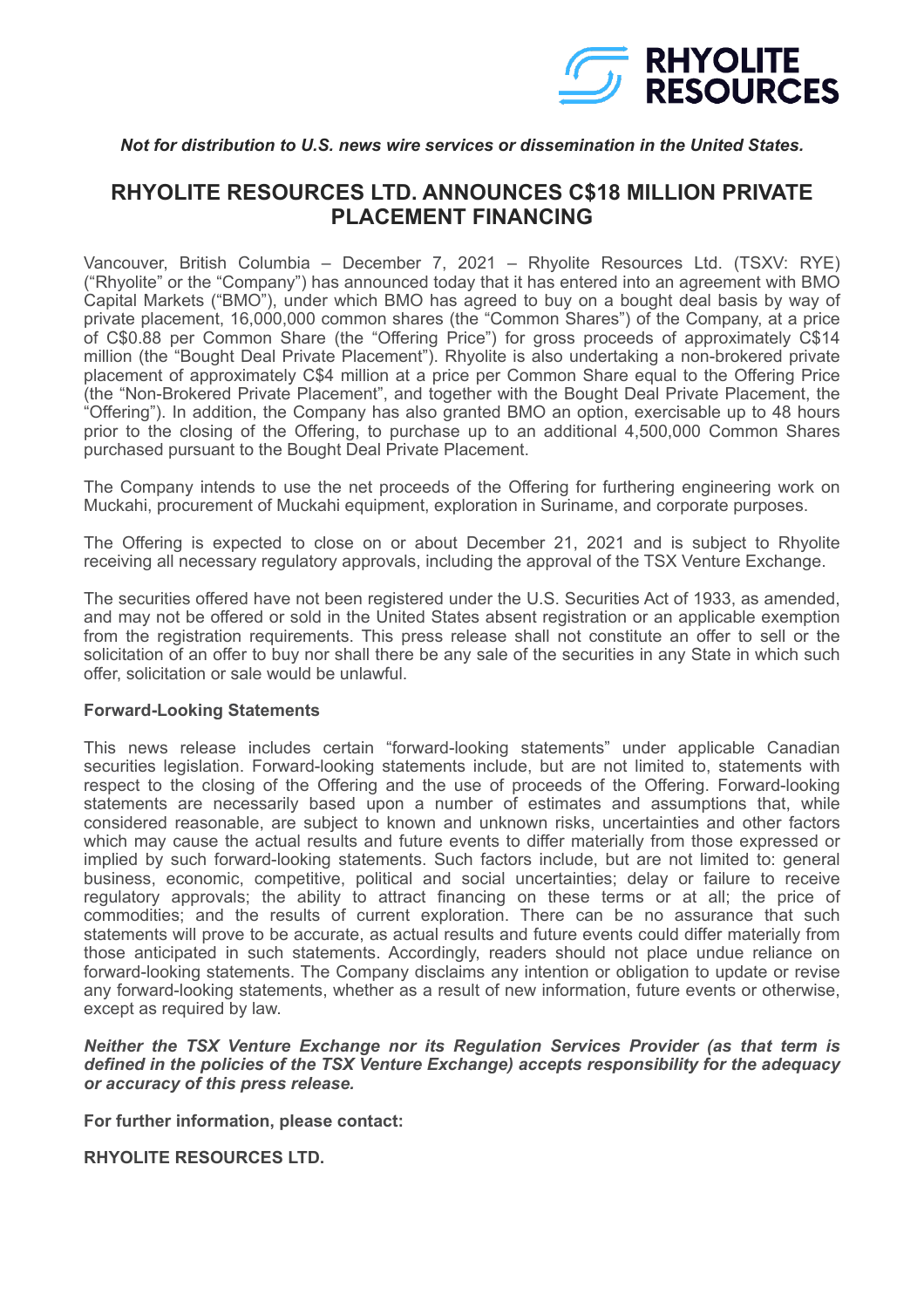RHYOLITE RESOURCES

***Not for distribution to U.S. news wire services or dissemination in the United States.***

# RHYOLITE RESOURCES LTD. ANNOUNCES C$18 MILLION PRIVATE PLACEMENT FINANCING

Vancouver, British Columbia – December 7, 2021 – Rhyolite Resources Ltd. (TSXV: RYE) ("Rhyolite" or the "Company") has announced today that it has entered into an agreement with BMO Capital Markets ("BMO"), under which BMO has agreed to buy on a bought deal basis by way of private placement, 16,000,000 common shares (the "Common Shares") of the Company, at a price of C$0.88 per Common Share (the "Offering Price") for gross proceeds of approximately C$14 million (the "Bought Deal Private Placement"). Rhyolite is also undertaking a non-brokered private placement of approximately C$4 million at a price per Common Share equal to the Offering Price (the "Non-Brokered Private Placement", and together with the Bought Deal Private Placement, the "Offering"). In addition, the Company has also granted BMO an option, exercisable up to 48 hours prior to the closing of the Offering, to purchase up to an additional 4,500,000 Common Shares purchased pursuant to the Bought Deal Private Placement.

The Company intends to use the net proceeds of the Offering for furthering engineering work on Muckahi, procurement of Muckahi equipment, exploration in Suriname, and corporate purposes.

The Offering is expected to close on or about December 21, 2021 and is subject to Rhyolite receiving all necessary regulatory approvals, including the approval of the TSX Venture Exchange.

The securities offered have not been registered under the U.S. Securities Act of 1933, as amended, and may not be offered or sold in the United States absent registration or an applicable exemption from the registration requirements. This press release shall not constitute an offer to sell or the solicitation of an offer to buy nor shall there be any sale of the securities in any State in which such offer, solicitation or sale would be unlawful.

**Forward-Looking Statements**

This news release includes certain "forward-looking statements" under applicable Canadian securities legislation. Forward-looking statements include, but are not limited to, statements with respect to the closing of the Offering and the use of proceeds of the Offering. Forward-looking statements are necessarily based upon a number of estimates and assumptions that, while considered reasonable, are subject to known and unknown risks, uncertainties and other factors which may cause the actual results and future events to differ materially from those expressed or implied by such forward-looking statements. Such factors include, but are not limited to: general business, economic, competitive, political and social uncertainties; delay or failure to receive regulatory approvals; the ability to attract financing on these terms or at all; the price of commodities; and the results of current exploration. There can be no assurance that such statements will prove to be accurate, as actual results and future events could differ materially from those anticipated in such statements. Accordingly, readers should not place undue reliance on forward-looking statements. The Company disclaims any intention or obligation to update or revise any forward-looking statements, whether as a result of new information, future events or otherwise, except as required by law.

***Neither the TSX Venture Exchange nor its Regulation Services Provider (as that term is defined in the policies of the TSX Venture Exchange) accepts responsibility for the adequacy or accuracy of this press release.***

**For further information, please contact:**

**RHYOLITE RESOURCES LTD.**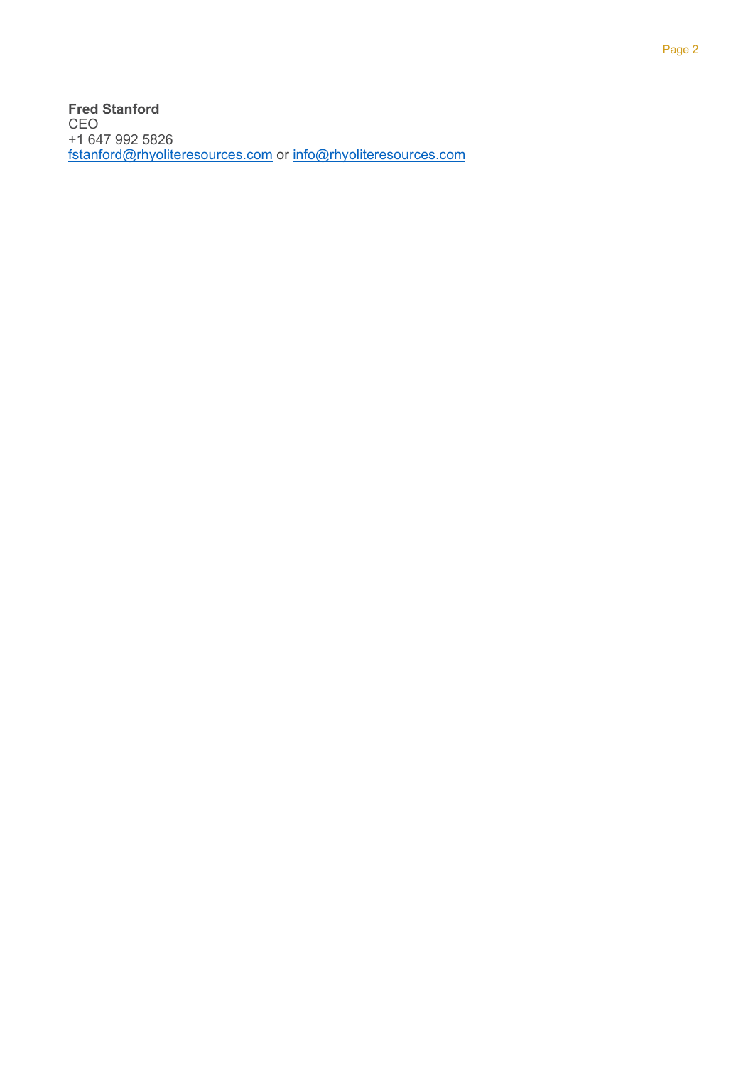**Fred Stanford**
CEO
+1 647 992 5826
fstanford@rhyoliteresources.com or info@rhyoliteresources.com